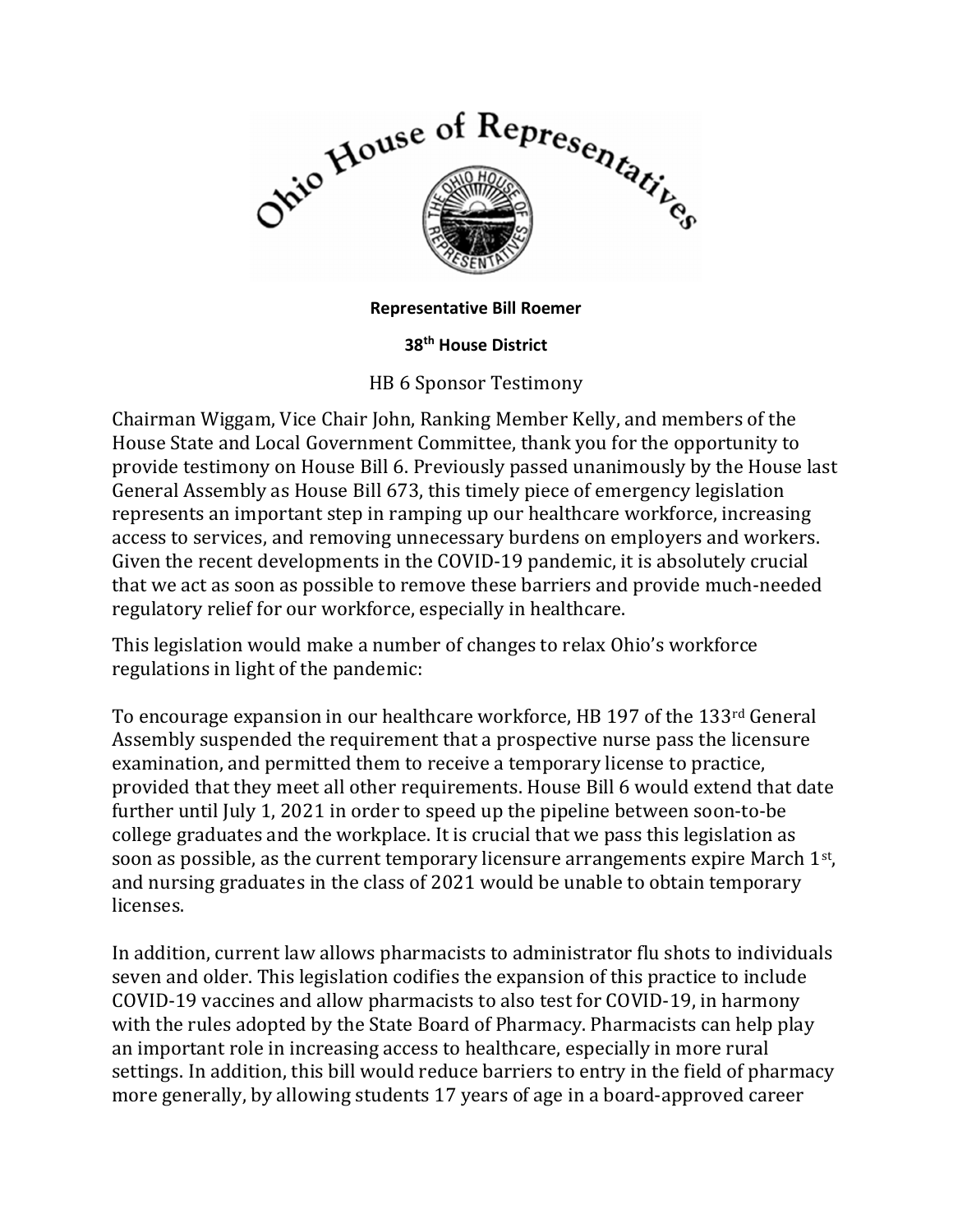**Representative Bill Roemer**

**38th House District**

HB 6 Sponsor Testimony

Chairman Wiggam, Vice Chair John, Ranking Member Kelly, and members of the House State and Local Government Committee, thank you for the opportunity to provide testimony on House Bill 6. Previously passed unanimously by the House last General Assembly as House Bill 673, this timely piece of emergency legislation represents an important step in ramping up our healthcare workforce, increasing access to services, and removing unnecessary burdens on employers and workers. Given the recent developments in the COVID-19 pandemic, it is absolutely crucial that we act as soon as possible to remove these barriers and provide much-needed regulatory relief for our workforce, especially in healthcare.

This legislation would make a number of changes to relax Ohio's workforce regulations in light of the pandemic:

To encourage expansion in our healthcare workforce, HB 197 of the 133rd General Assembly suspended the requirement that a prospective nurse pass the licensure examination, and permitted them to receive a temporary license to practice, provided that they meet all other requirements. House Bill 6 would extend that date further until July 1, 2021 in order to speed up the pipeline between soon-to-be college graduates and the workplace. It is crucial that we pass this legislation as soon as possible, as the current temporary licensure arrangements expire March 1st, and nursing graduates in the class of 2021 would be unable to obtain temporary licenses.

In addition, current law allows pharmacists to administrator flu shots to individuals seven and older. This legislation codifies the expansion of this practice to include COVID-19 vaccines and allow pharmacists to also test for COVID-19, in harmony with the rules adopted by the State Board of Pharmacy. Pharmacists can help play an important role in increasing access to healthcare, especially in more rural settings. In addition, this bill would reduce barriers to entry in the field of pharmacy more generally, by allowing students 17 years of age in a board-approved career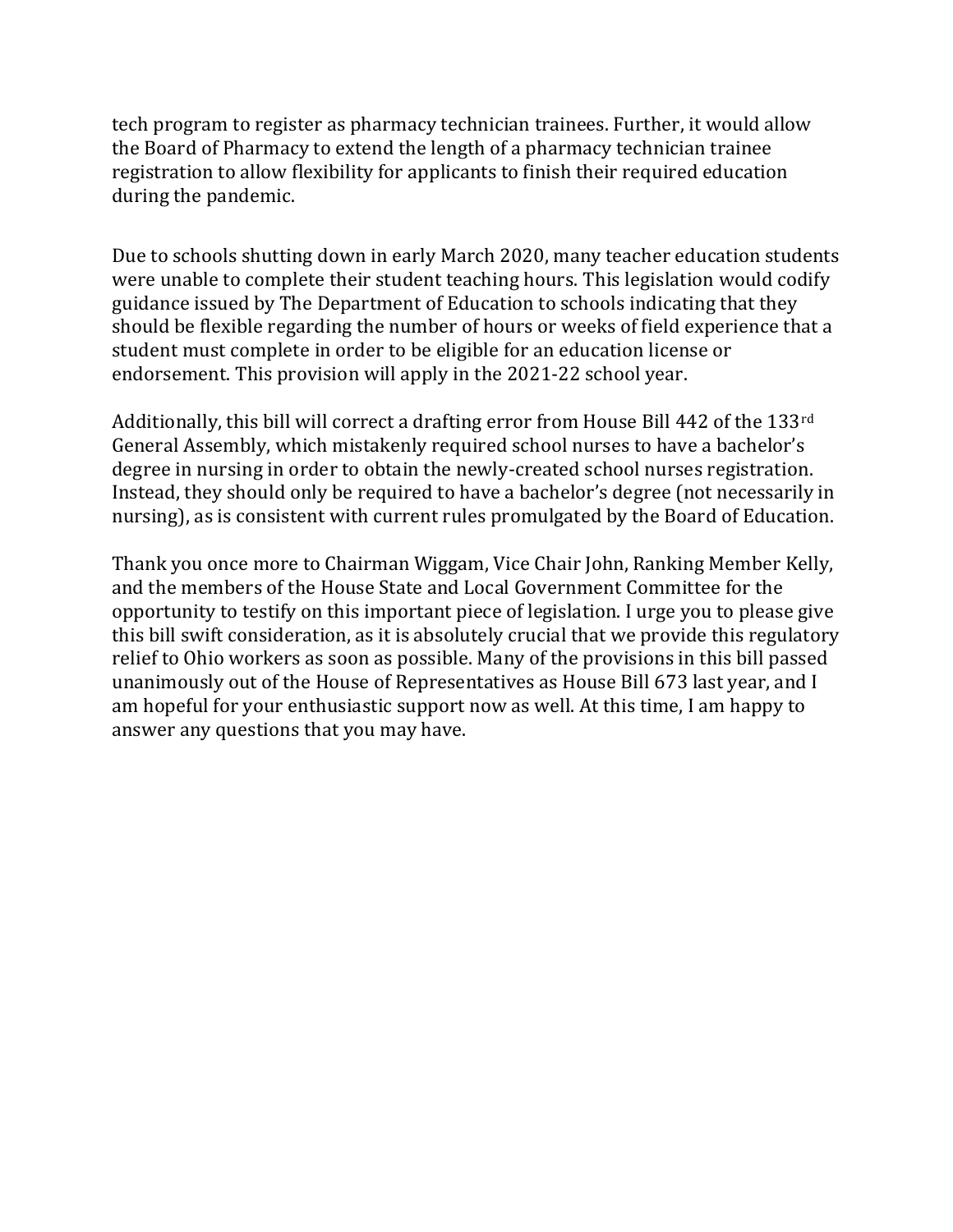tech program to register as pharmacy technician trainees. Further, it would allow the Board of Pharmacy to extend the length of a pharmacy technician trainee registration to allow flexibility for applicants to finish their required education during the pandemic.

Due to schools shutting down in early March 2020, many teacher education students were unable to complete their student teaching hours. This legislation would codify guidance issued by The Department of Education to schools indicating that they should be flexible regarding the number of hours or weeks of field experience that a student must complete in order to be eligible for an education license or endorsement. This provision will apply in the 2021-22 school year.

Additionally, this bill will correct a drafting error from House Bill 442 of the 133rd General Assembly, which mistakenly required school nurses to have a bachelor's degree in nursing in order to obtain the newly-created school nurses registration. Instead, they should only be required to have a bachelor's degree (not necessarily in nursing), as is consistent with current rules promulgated by the Board of Education.

Thank you once more to Chairman Wiggam, Vice Chair John, Ranking Member Kelly, and the members of the House State and Local Government Committee for the opportunity to testify on this important piece of legislation. I urge you to please give this bill swift consideration, as it is absolutely crucial that we provide this regulatory relief to Ohio workers as soon as possible. Many of the provisions in this bill passed unanimously out of the House of Representatives as House Bill 673 last year, and I am hopeful for your enthusiastic support now as well. At this time, I am happy to answer any questions that you may have.